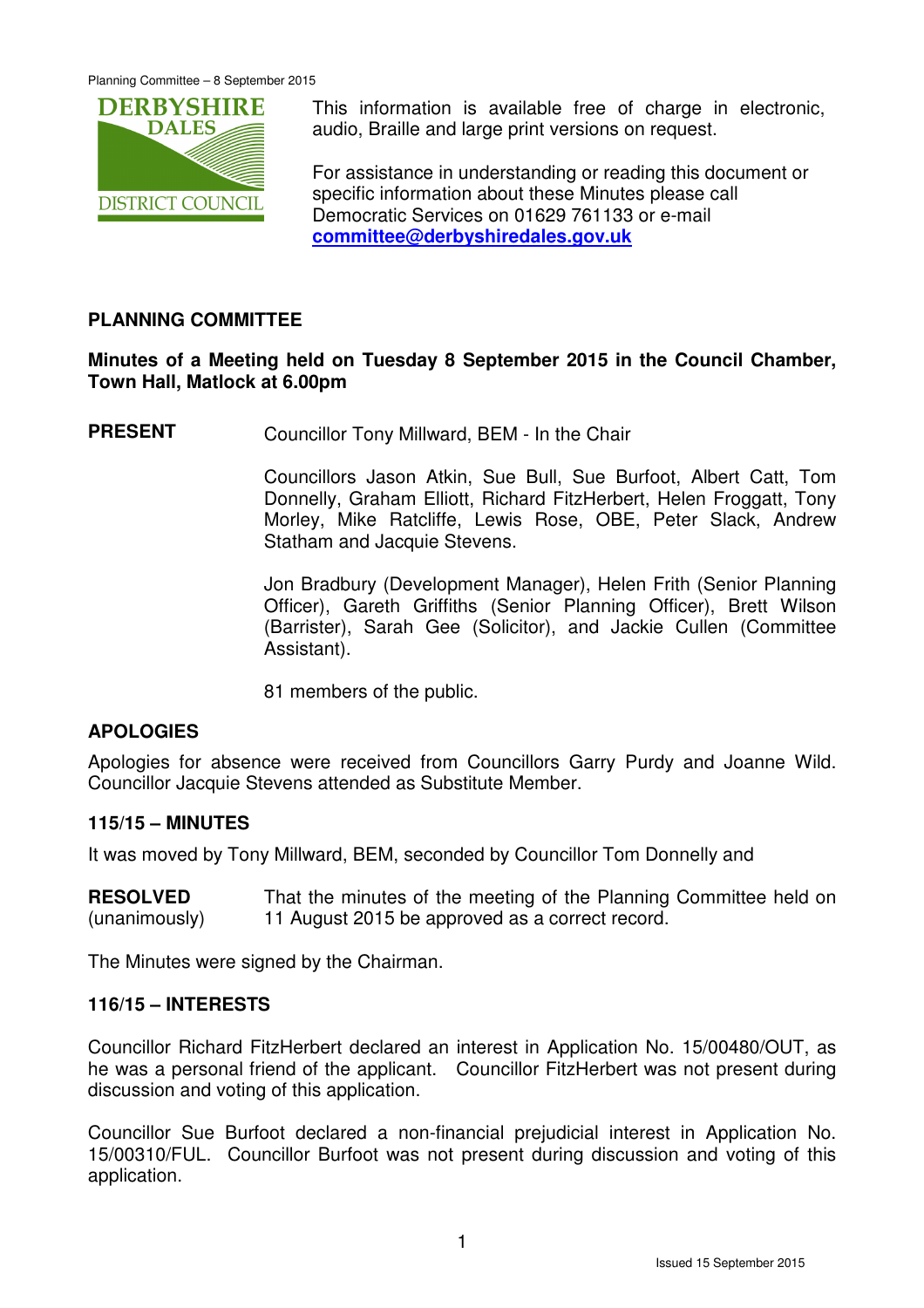This information is available free of charge in electronic, audio, Braille and large print versions on request.

For assistance in understanding or reading this document or specific information about these Minutes please call Democratic Services on 01629 761133 or e-mail **committee@derbyshiredales.gov.uk**

## PLANNING COMMITTEE

**Minutes of a Meeting held on Tuesday 8 September 2015 in the Council Chamber, Town Hall, Matlock at 6.00pm**

**PRESENT** Councillor Tony Millward, BEM - In the Chair

Councillors Jason Atkin, Sue Bull, Sue Burfoot, Albert Catt, Tom Donnelly, Graham Elliott, Richard FitzHerbert, Helen Froggatt, Tony Morley, Mike Ratcliffe, Lewis Rose, OBE, Peter Slack, Andrew Statham and Jacquie Stevens.

Jon Bradbury (Development Manager), Helen Frith (Senior Planning Officer), Gareth Griffiths (Senior Planning Officer), Brett Wilson (Barrister), Sarah Gee (Solicitor), and Jackie Cullen (Committee Assistant).

81 members of the public.

### APOLOGIES

Apologies for absence were received from Councillors Garry Purdy and Joanne Wild. Councillor Jacquie Stevens attended as Substitute Member.

### 115/15 – MINUTES

It was moved by Tony Millward, BEM, seconded by Councillor Tom Donnelly and

**RESOLVED** (unanimously) That the minutes of the meeting of the Planning Committee held on 11 August 2015 be approved as a correct record.

The Minutes were signed by the Chairman.

### 116/15 – INTERESTS

Councillor Richard FitzHerbert declared an interest in Application No. 15/00480/OUT, as he was a personal friend of the applicant. Councillor FitzHerbert was not present during discussion and voting of this application.

Councillor Sue Burfoot declared a non-financial prejudicial interest in Application No. 15/00310/FUL. Councillor Burfoot was not present during discussion and voting of this application.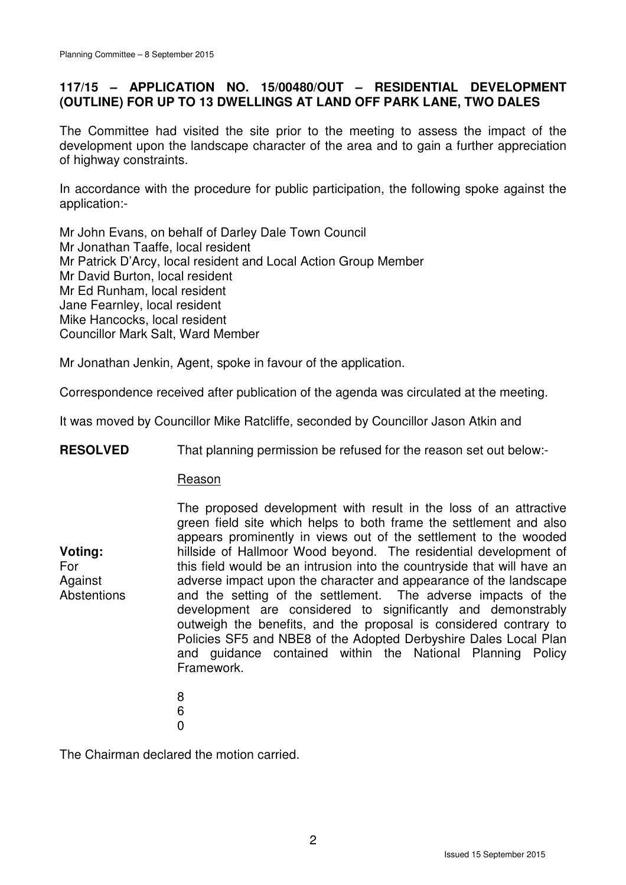**117/15 – APPLICATION NO. 15/00480/OUT – RESIDENTIAL DEVELOPMENT (OUTLINE) FOR UP TO 13 DWELLINGS AT LAND OFF PARK LANE, TWO DALES**

The Committee had visited the site prior to the meeting to assess the impact of the development upon the landscape character of the area and to gain a further appreciation of highway constraints.

In accordance with the procedure for public participation, the following spoke against the application:-

Mr John Evans, on behalf of Darley Dale Town Council
Mr Jonathan Taaffe, local resident
Mr Patrick D'Arcy, local resident and Local Action Group Member
Mr David Burton, local resident
Mr Ed Runham, local resident
Jane Fearnley, local resident
Mike Hancocks, local resident
Councillor Mark Salt, Ward Member

Mr Jonathan Jenkin, Agent, spoke in favour of the application.

Correspondence received after publication of the agenda was circulated at the meeting.

It was moved by Councillor Mike Ratcliffe, seconded by Councillor Jason Atkin and

**RESOLVED** That planning permission be refused for the reason set out below:-

Reason

The proposed development with result in the loss of an attractive green field site which helps to both frame the settlement and also appears prominently in views out of the settlement to the wooded hillside of Hallmoor Wood beyond. The residential development of this field would be an intrusion into the countryside that will have an adverse impact upon the character and appearance of the landscape and the setting of the settlement. The adverse impacts of the development are considered to significantly and demonstrably outweigh the benefits, and the proposal is considered contrary to Policies SF5 and NBE8 of the Adopted Derbyshire Dales Local Plan and guidance contained within the National Planning Policy Framework.

**Voting:**

| | |
|---|---|
| For | 8 |
| Against | 6 |
| Abstentions | 0 |

The Chairman declared the motion carried.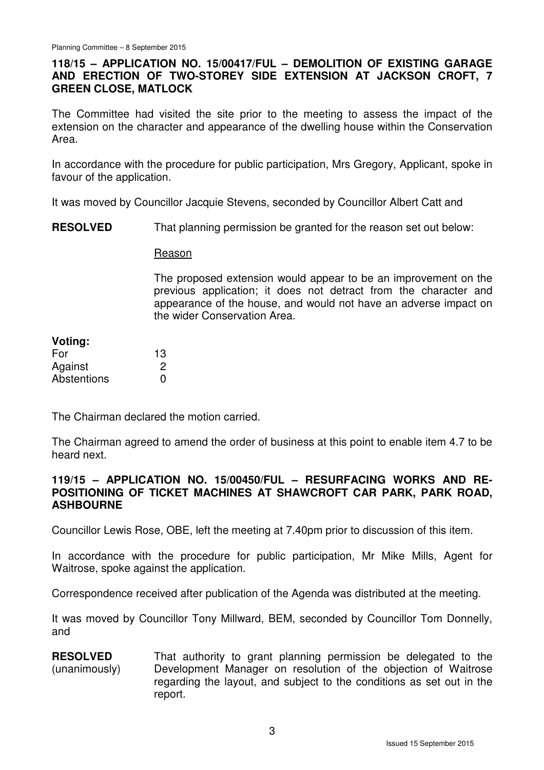### 118/15 – APPLICATION NO. 15/00417/FUL – DEMOLITION OF EXISTING GARAGE AND ERECTION OF TWO-STOREY SIDE EXTENSION AT JACKSON CROFT, 7 GREEN CLOSE, MATLOCK

The Committee had visited the site prior to the meeting to assess the impact of the extension on the character and appearance of the dwelling house within the Conservation Area.

In accordance with the procedure for public participation, Mrs Gregory, Applicant, spoke in favour of the application.

It was moved by Councillor Jacquie Stevens, seconded by Councillor Albert Catt and

**RESOLVED** That planning permission be granted for the reason set out below:

Reason

The proposed extension would appear to be an improvement on the previous application; it does not detract from the character and appearance of the house, and would not have an adverse impact on the wider Conservation Area.

**Voting:**

| | |
|---|---|
| For | 13 |
| Against | 2 |
| Abstentions | 0 |

The Chairman declared the motion carried.

The Chairman agreed to amend the order of business at this point to enable item 4.7 to be heard next.

### 119/15 – APPLICATION NO. 15/00450/FUL – RESURFACING WORKS AND RE-POSITIONING OF TICKET MACHINES AT SHAWCROFT CAR PARK, PARK ROAD, ASHBOURNE

Councillor Lewis Rose, OBE, left the meeting at 7.40pm prior to discussion of this item.

In accordance with the procedure for public participation, Mr Mike Mills, Agent for Waitrose, spoke against the application.

Correspondence received after publication of the Agenda was distributed at the meeting.

It was moved by Councillor Tony Millward, BEM, seconded by Councillor Tom Donnelly, and

**RESOLVED** (unanimously) That authority to grant planning permission be delegated to the Development Manager on resolution of the objection of Waitrose regarding the layout, and subject to the conditions as set out in the report.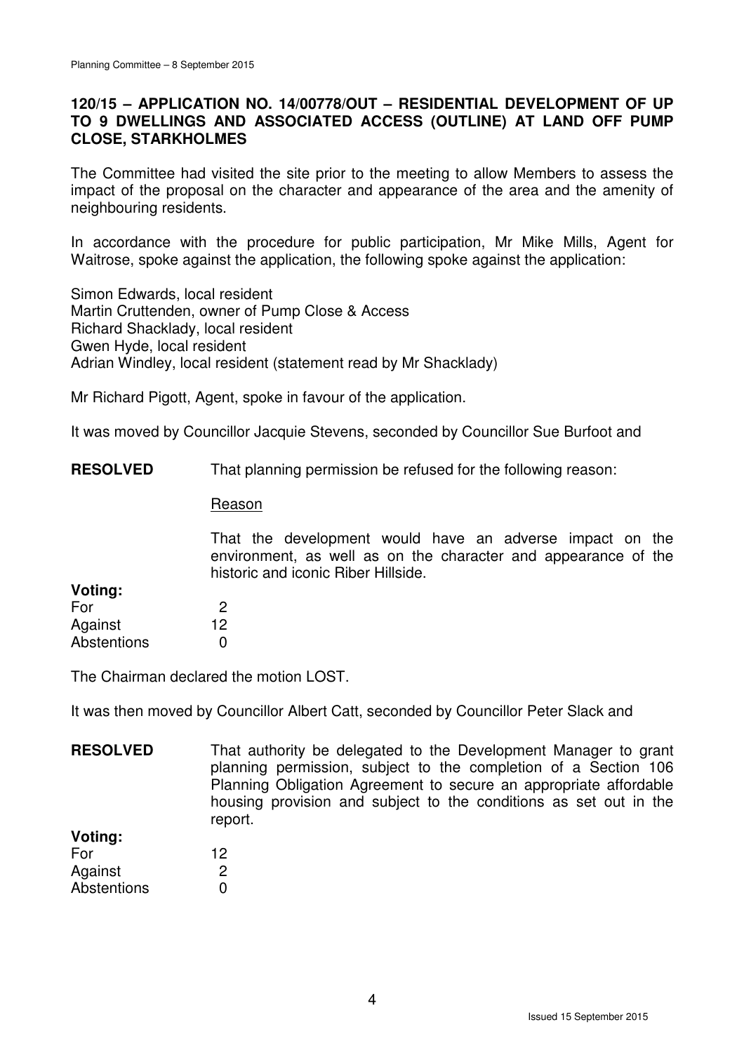## 120/15 – APPLICATION NO. 14/00778/OUT – RESIDENTIAL DEVELOPMENT OF UP TO 9 DWELLINGS AND ASSOCIATED ACCESS (OUTLINE) AT LAND OFF PUMP CLOSE, STARKHOLMES

The Committee had visited the site prior to the meeting to allow Members to assess the impact of the proposal on the character and appearance of the area and the amenity of neighbouring residents.

In accordance with the procedure for public participation, Mr Mike Mills, Agent for Waitrose, spoke against the application, the following spoke against the application:

Simon Edwards, local resident
Martin Cruttenden, owner of Pump Close & Access
Richard Shacklady, local resident
Gwen Hyde, local resident
Adrian Windley, local resident (statement read by Mr Shacklady)

Mr Richard Pigott, Agent, spoke in favour of the application.

It was moved by Councillor Jacquie Stevens, seconded by Councillor Sue Burfoot and

**RESOLVED** That planning permission be refused for the following reason:

Reason

That the development would have an adverse impact on the environment, as well as on the character and appearance of the historic and iconic Riber Hillside.

**Voting:**

| | |
|---|---|
| For | 2 |
| Against | 12 |
| Abstentions | 0 |

The Chairman declared the motion LOST.

It was then moved by Councillor Albert Catt, seconded by Councillor Peter Slack and

**RESOLVED** That authority be delegated to the Development Manager to grant planning permission, subject to the completion of a Section 106 Planning Obligation Agreement to secure an appropriate affordable housing provision and subject to the conditions as set out in the report.

**Voting:**

| | |
|---|---|
| For | 12 |
| Against | 2 |
| Abstentions | 0 |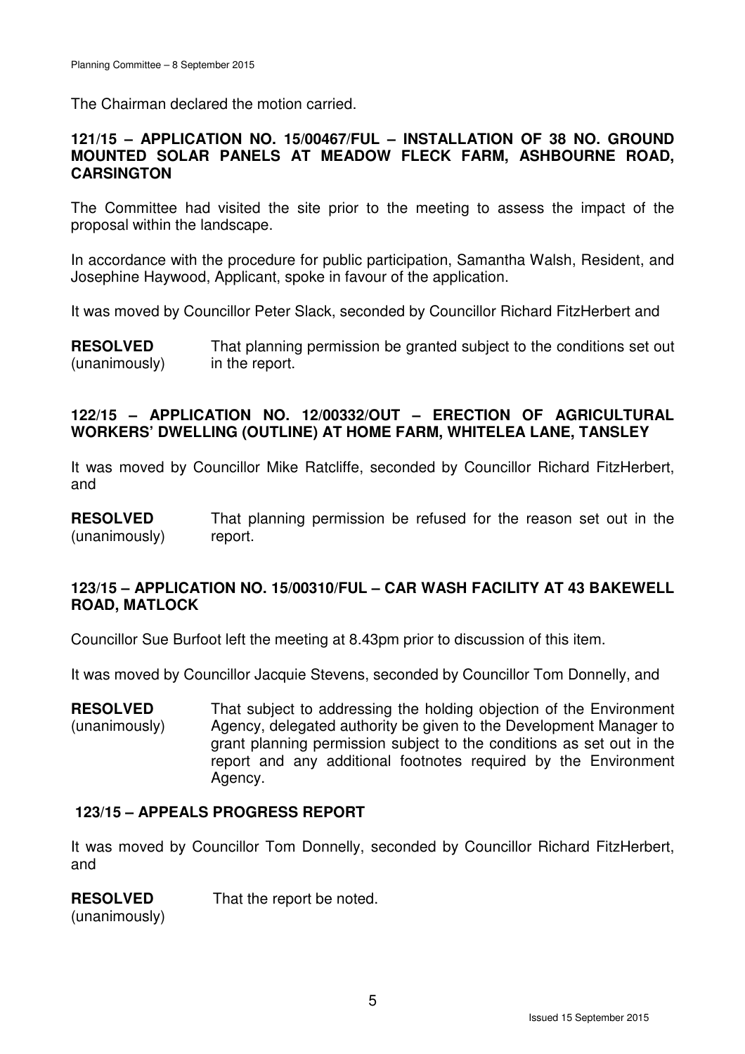The Chairman declared the motion carried.

**121/15 – APPLICATION NO. 15/00467/FUL – INSTALLATION OF 38 NO. GROUND MOUNTED SOLAR PANELS AT MEADOW FLECK FARM, ASHBOURNE ROAD, CARSINGTON**

The Committee had visited the site prior to the meeting to assess the impact of the proposal within the landscape.

In accordance with the procedure for public participation, Samantha Walsh, Resident, and Josephine Haywood, Applicant, spoke in favour of the application.

It was moved by Councillor Peter Slack, seconded by Councillor Richard FitzHerbert and

**RESOLVED** (unanimously) That planning permission be granted subject to the conditions set out in the report.

**122/15 – APPLICATION NO. 12/00332/OUT – ERECTION OF AGRICULTURAL WORKERS' DWELLING (OUTLINE) AT HOME FARM, WHITELEA LANE, TANSLEY**

It was moved by Councillor Mike Ratcliffe, seconded by Councillor Richard FitzHerbert, and

**RESOLVED** (unanimously) That planning permission be refused for the reason set out in the report.

**123/15 – APPLICATION NO. 15/00310/FUL – CAR WASH FACILITY AT 43 BAKEWELL ROAD, MATLOCK**

Councillor Sue Burfoot left the meeting at 8.43pm prior to discussion of this item.

It was moved by Councillor Jacquie Stevens, seconded by Councillor Tom Donnelly, and

**RESOLVED** (unanimously) That subject to addressing the holding objection of the Environment Agency, delegated authority be given to the Development Manager to grant planning permission subject to the conditions as set out in the report and any additional footnotes required by the Environment Agency.

**123/15 – APPEALS PROGRESS REPORT**

It was moved by Councillor Tom Donnelly, seconded by Councillor Richard FitzHerbert, and

**RESOLVED** (unanimously) That the report be noted.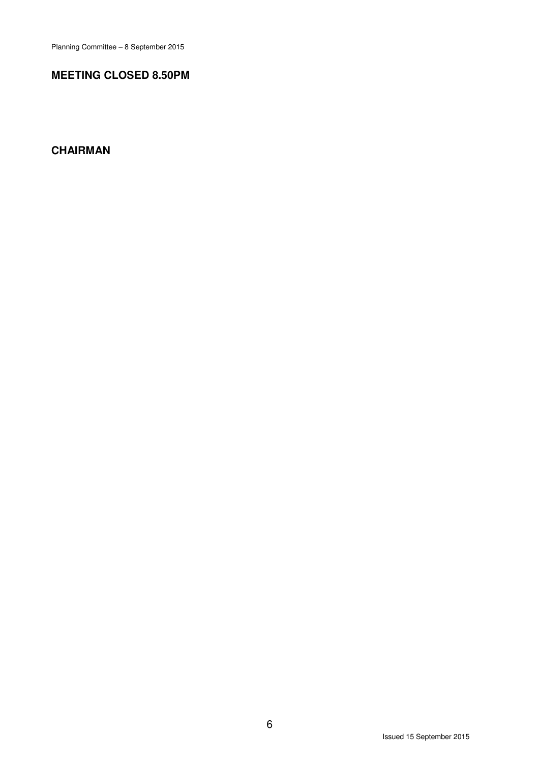**MEETING CLOSED 8.50PM**

**CHAIRMAN**

Issued 15 September 2015